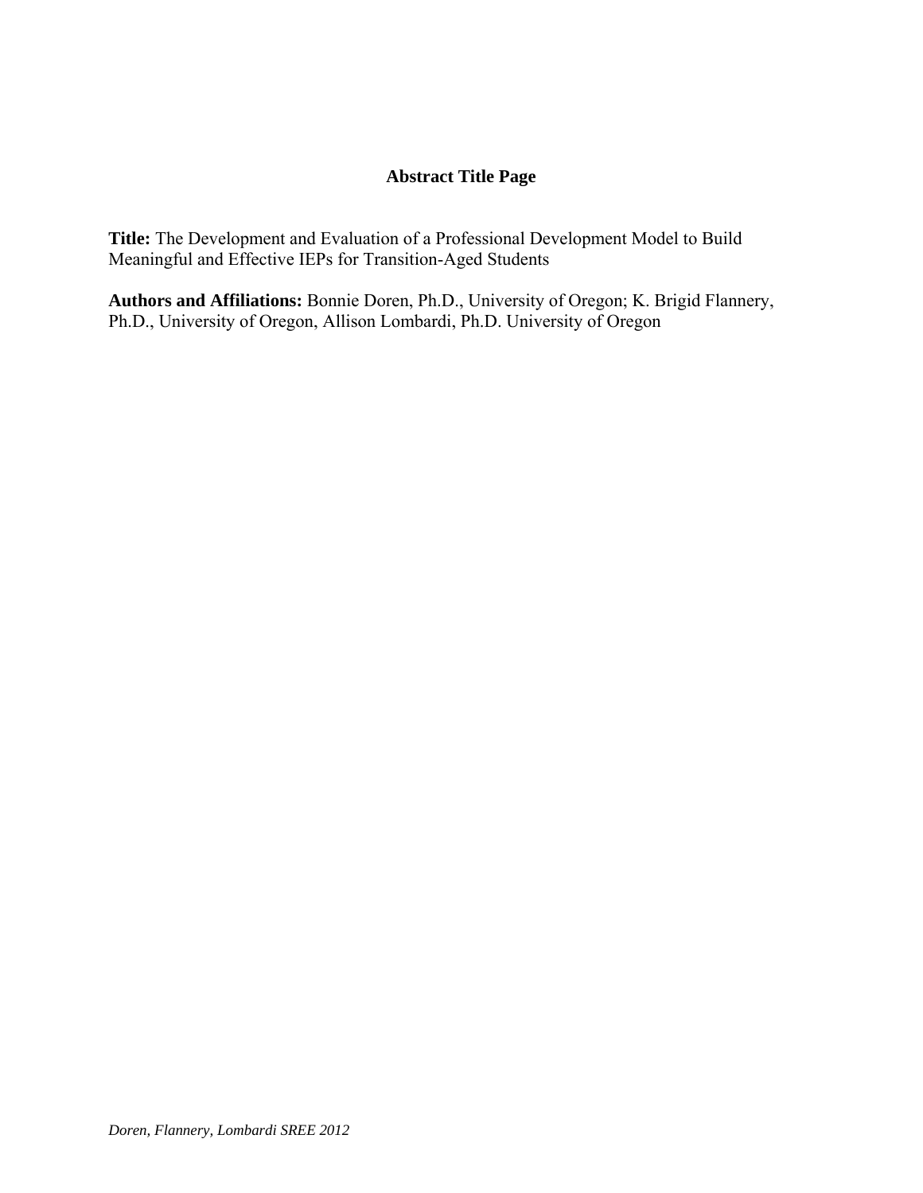# Abstract Title Page

**Title:** The Development and Evaluation of a Professional Development Model to Build Meaningful and Effective IEPs for Transition-Aged Students

**Authors and Affiliations:** Bonnie Doren, Ph.D., University of Oregon; K. Brigid Flannery, Ph.D., University of Oregon, Allison Lombardi, Ph.D. University of Oregon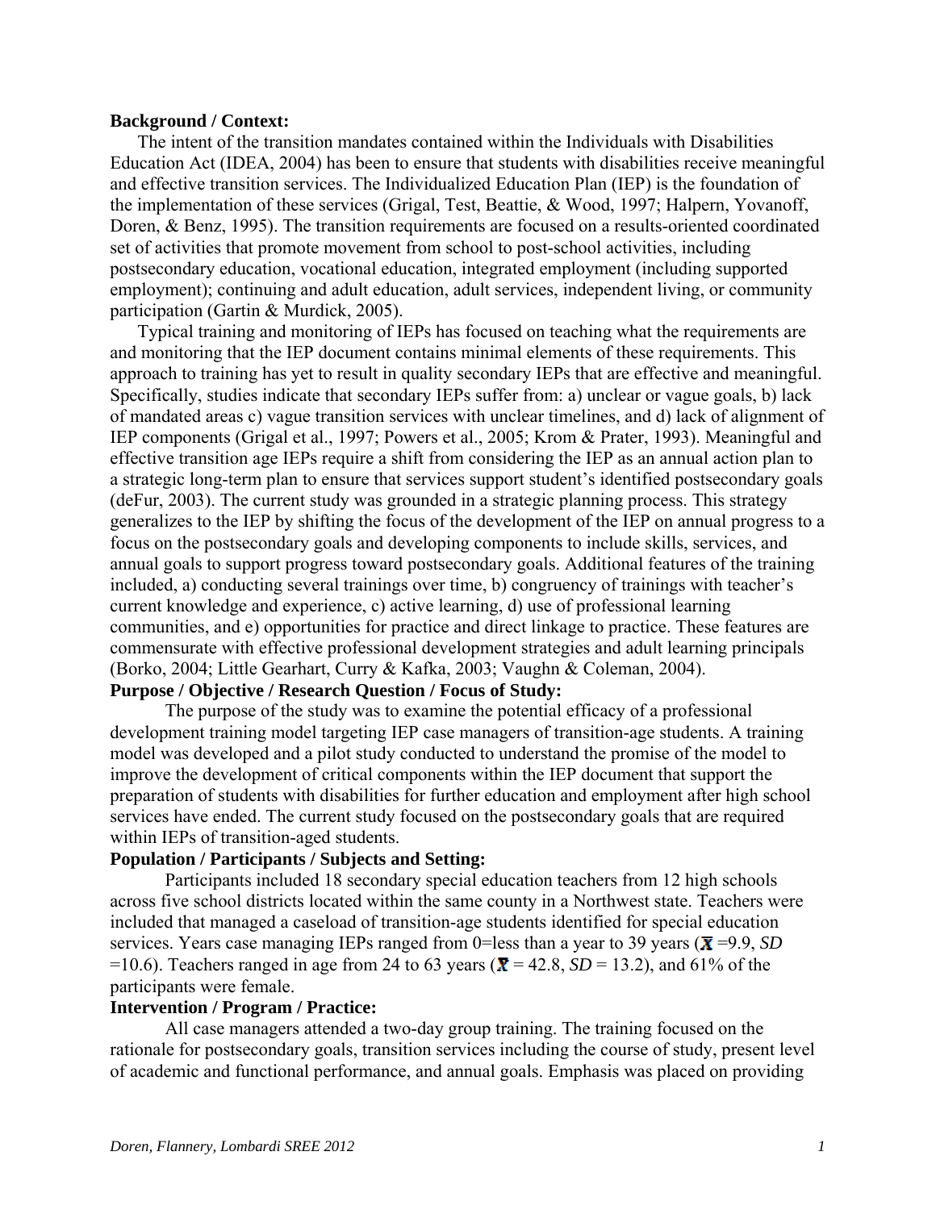**Background / Context:**

The intent of the transition mandates contained within the Individuals with Disabilities Education Act (IDEA, 2004) has been to ensure that students with disabilities receive meaningful and effective transition services. The Individualized Education Plan (IEP) is the foundation of the implementation of these services (Grigal, Test, Beattie, & Wood, 1997; Halpern, Yovanoff, Doren, & Benz, 1995). The transition requirements are focused on a results-oriented coordinated set of activities that promote movement from school to post-school activities, including postsecondary education, vocational education, integrated employment (including supported employment); continuing and adult education, adult services, independent living, or community participation (Gartin & Murdick, 2005).

Typical training and monitoring of IEPs has focused on teaching what the requirements are and monitoring that the IEP document contains minimal elements of these requirements. This approach to training has yet to result in quality secondary IEPs that are effective and meaningful. Specifically, studies indicate that secondary IEPs suffer from: a) unclear or vague goals, b) lack of mandated areas c) vague transition services with unclear timelines, and d) lack of alignment of IEP components (Grigal et al., 1997; Powers et al., 2005; Krom & Prater, 1993). Meaningful and effective transition age IEPs require a shift from considering the IEP as an annual action plan to a strategic long-term plan to ensure that services support student's identified postsecondary goals (deFur, 2003). The current study was grounded in a strategic planning process. This strategy generalizes to the IEP by shifting the focus of the development of the IEP on annual progress to a focus on the postsecondary goals and developing components to include skills, services, and annual goals to support progress toward postsecondary goals. Additional features of the training included, a) conducting several trainings over time, b) congruency of trainings with teacher's current knowledge and experience, c) active learning, d) use of professional learning communities, and e) opportunities for practice and direct linkage to practice. These features are commensurate with effective professional development strategies and adult learning principals (Borko, 2004; Little Gearhart, Curry & Kafka, 2003; Vaughn & Coleman, 2004).

**Purpose / Objective / Research Question / Focus of Study:**

The purpose of the study was to examine the potential efficacy of a professional development training model targeting IEP case managers of transition-age students. A training model was developed and a pilot study conducted to understand the promise of the model to improve the development of critical components within the IEP document that support the preparation of students with disabilities for further education and employment after high school services have ended. The current study focused on the postsecondary goals that are required within IEPs of transition-aged students.

**Population / Participants / Subjects and Setting:**

Participants included 18 secondary special education teachers from 12 high schools across five school districts located within the same county in a Northwest state. Teachers were included that managed a caseload of transition-age students identified for special education services. Years case managing IEPs ranged from 0=less than a year to 39 years ($\bar{X}$ =9.9, *SD* =10.6). Teachers ranged in age from 24 to 63 years ($\bar{X}$ = 42.8, *SD* = 13.2), and 61% of the participants were female.

**Intervention / Program / Practice:**

All case managers attended a two-day group training. The training focused on the rationale for postsecondary goals, transition services including the course of study, present level of academic and functional performance, and annual goals. Emphasis was placed on providing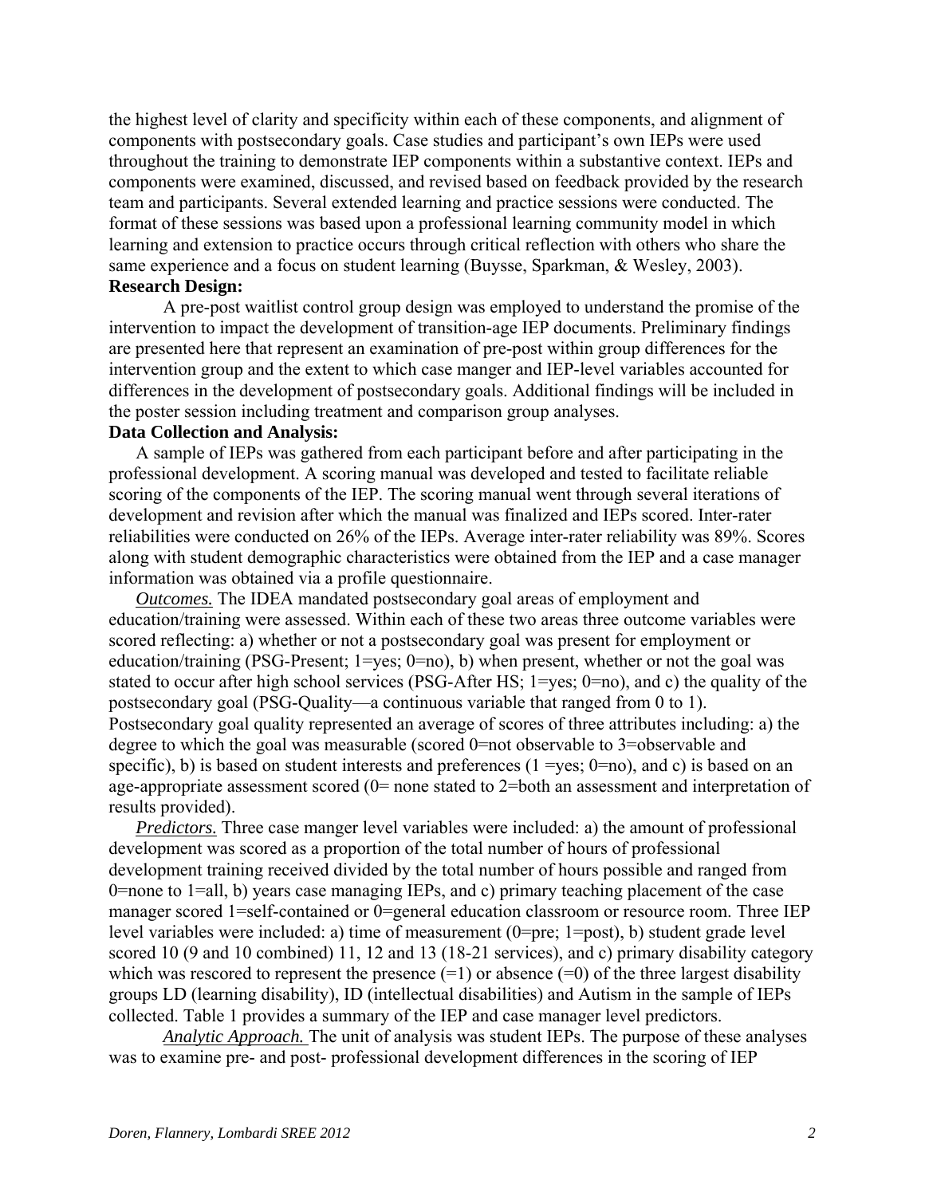the highest level of clarity and specificity within each of these components, and alignment of components with postsecondary goals. Case studies and participant's own IEPs were used throughout the training to demonstrate IEP components within a substantive context. IEPs and components were examined, discussed, and revised based on feedback provided by the research team and participants. Several extended learning and practice sessions were conducted. The format of these sessions was based upon a professional learning community model in which learning and extension to practice occurs through critical reflection with others who share the same experience and a focus on student learning (Buysse, Sparkman, & Wesley, 2003).

**Research Design:**

A pre-post waitlist control group design was employed to understand the promise of the intervention to impact the development of transition-age IEP documents. Preliminary findings are presented here that represent an examination of pre-post within group differences for the intervention group and the extent to which case manger and IEP-level variables accounted for differences in the development of postsecondary goals. Additional findings will be included in the poster session including treatment and comparison group analyses.

**Data Collection and Analysis:**

A sample of IEPs was gathered from each participant before and after participating in the professional development. A scoring manual was developed and tested to facilitate reliable scoring of the components of the IEP. The scoring manual went through several iterations of development and revision after which the manual was finalized and IEPs scored. Inter-rater reliabilities were conducted on 26% of the IEPs. Average inter-rater reliability was 89%. Scores along with student demographic characteristics were obtained from the IEP and a case manager information was obtained via a profile questionnaire.

*Outcomes.* The IDEA mandated postsecondary goal areas of employment and education/training were assessed. Within each of these two areas three outcome variables were scored reflecting: a) whether or not a postsecondary goal was present for employment or education/training (PSG-Present; 1=yes; 0=no), b) when present, whether or not the goal was stated to occur after high school services (PSG-After HS; 1=yes; 0=no), and c) the quality of the postsecondary goal (PSG-Quality—a continuous variable that ranged from 0 to 1). Postsecondary goal quality represented an average of scores of three attributes including: a) the degree to which the goal was measurable (scored 0=not observable to 3=observable and specific), b) is based on student interests and preferences (1 =yes; 0=no), and c) is based on an age-appropriate assessment scored (0= none stated to 2=both an assessment and interpretation of results provided).

*Predictors.* Three case manger level variables were included: a) the amount of professional development was scored as a proportion of the total number of hours of professional development training received divided by the total number of hours possible and ranged from 0=none to 1=all, b) years case managing IEPs, and c) primary teaching placement of the case manager scored 1=self-contained or 0=general education classroom or resource room. Three IEP level variables were included: a) time of measurement (0=pre; 1=post), b) student grade level scored 10 (9 and 10 combined) 11, 12 and 13 (18-21 services), and c) primary disability category which was rescored to represent the presence (=1) or absence (=0) of the three largest disability groups LD (learning disability), ID (intellectual disabilities) and Autism in the sample of IEPs collected. Table 1 provides a summary of the IEP and case manager level predictors.

*Analytic Approach.* The unit of analysis was student IEPs. The purpose of these analyses was to examine pre- and post- professional development differences in the scoring of IEP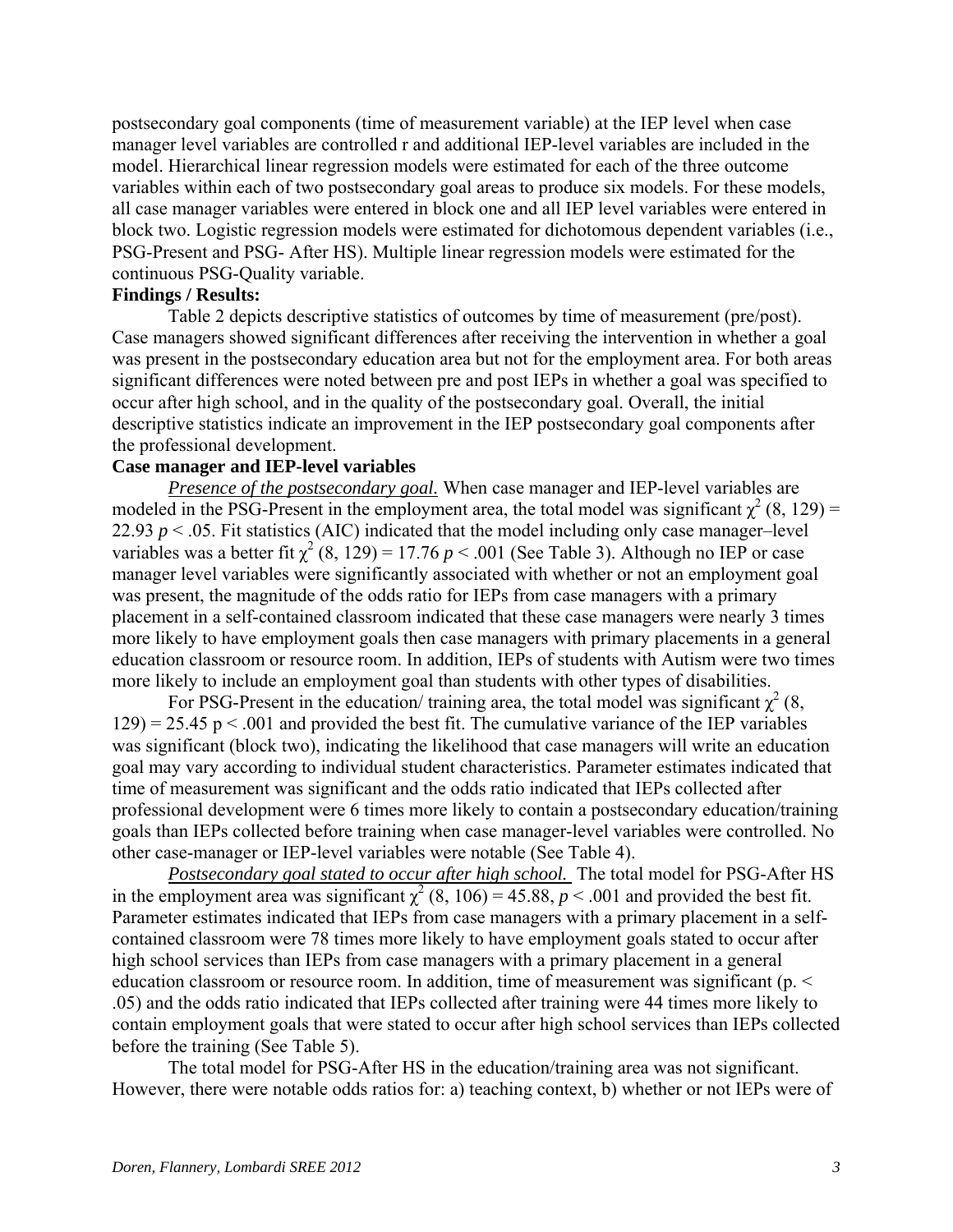postsecondary goal components (time of measurement variable) at the IEP level when case manager level variables are controlled r and additional IEP-level variables are included in the model. Hierarchical linear regression models were estimated for each of the three outcome variables within each of two postsecondary goal areas to produce six models. For these models, all case manager variables were entered in block one and all IEP level variables were entered in block two. Logistic regression models were estimated for dichotomous dependent variables (i.e., PSG-Present and PSG- After HS). Multiple linear regression models were estimated for the continuous PSG-Quality variable.

**Findings / Results:**

Table 2 depicts descriptive statistics of outcomes by time of measurement (pre/post). Case managers showed significant differences after receiving the intervention in whether a goal was present in the postsecondary education area but not for the employment area. For both areas significant differences were noted between pre and post IEPs in whether a goal was specified to occur after high school, and in the quality of the postsecondary goal. Overall, the initial descriptive statistics indicate an improvement in the IEP postsecondary goal components after the professional development.

**Case manager and IEP-level variables**

*Presence of the postsecondary goal.* When case manager and IEP-level variables are modeled in the PSG-Present in the employment area, the total model was significant $\chi^2$ (8, 129) = 22.93 $p < .05$. Fit statistics (AIC) indicated that the model including only case manager–level variables was a better fit $\chi^2$ (8, 129) = 17.76 $p < .001$ (See Table 3). Although no IEP or case manager level variables were significantly associated with whether or not an employment goal was present, the magnitude of the odds ratio for IEPs from case managers with a primary placement in a self-contained classroom indicated that these case managers were nearly 3 times more likely to have employment goals then case managers with primary placements in a general education classroom or resource room. In addition, IEPs of students with Autism were two times more likely to include an employment goal than students with other types of disabilities.

For PSG-Present in the education/ training area, the total model was significant $\chi^2$ (8, 129) = 25.45 $p < .001$ and provided the best fit. The cumulative variance of the IEP variables was significant (block two), indicating the likelihood that case managers will write an education goal may vary according to individual student characteristics. Parameter estimates indicated that time of measurement was significant and the odds ratio indicated that IEPs collected after professional development were 6 times more likely to contain a postsecondary education/training goals than IEPs collected before training when case manager-level variables were controlled. No other case-manager or IEP-level variables were notable (See Table 4).

*Postsecondary goal stated to occur after high school.* The total model for PSG-After HS in the employment area was significant $\chi^2$ (8, 106) = 45.88, $p < .001$ and provided the best fit. Parameter estimates indicated that IEPs from case managers with a primary placement in a self-contained classroom were 78 times more likely to have employment goals stated to occur after high school services than IEPs from case managers with a primary placement in a general education classroom or resource room. In addition, time of measurement was significant ($p < .05$) and the odds ratio indicated that IEPs collected after training were 44 times more likely to contain employment goals that were stated to occur after high school services than IEPs collected before the training (See Table 5).

The total model for PSG-After HS in the education/training area was not significant. However, there were notable odds ratios for: a) teaching context, b) whether or not IEPs were of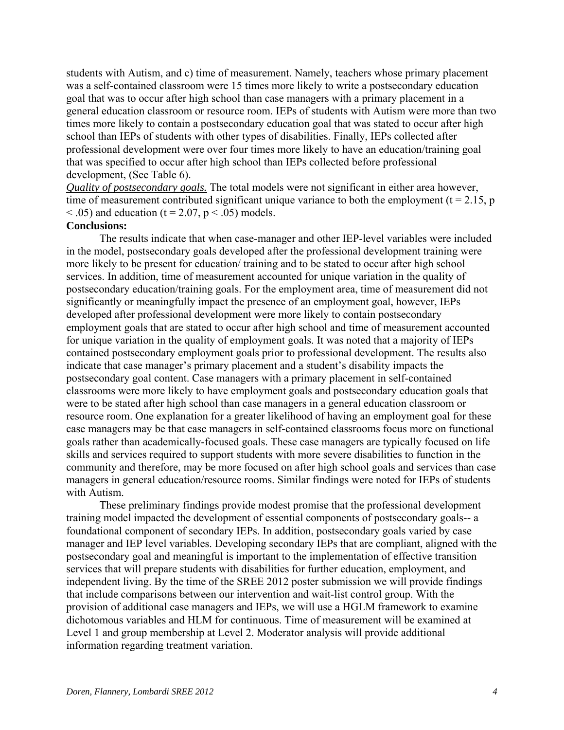students with Autism, and c) time of measurement. Namely, teachers whose primary placement was a self-contained classroom were 15 times more likely to write a postsecondary education goal that was to occur after high school than case managers with a primary placement in a general education classroom or resource room. IEPs of students with Autism were more than two times more likely to contain a postsecondary education goal that was stated to occur after high school than IEPs of students with other types of disabilities. Finally, IEPs collected after professional development were over four times more likely to have an education/training goal that was specified to occur after high school than IEPs collected before professional development, (See Table 6).

***Quality of postsecondary goals.*** The total models were not significant in either area however, time of measurement contributed significant unique variance to both the employment ($t = 2.15$, $p < .05$) and education ($t = 2.07$, $p < .05$) models.

**Conclusions:**

The results indicate that when case-manager and other IEP-level variables were included in the model, postsecondary goals developed after the professional development training were more likely to be present for education/ training and to be stated to occur after high school services. In addition, time of measurement accounted for unique variation in the quality of postsecondary education/training goals. For the employment area, time of measurement did not significantly or meaningfully impact the presence of an employment goal, however, IEPs developed after professional development were more likely to contain postsecondary employment goals that are stated to occur after high school and time of measurement accounted for unique variation in the quality of employment goals. It was noted that a majority of IEPs contained postsecondary employment goals prior to professional development. The results also indicate that case manager's primary placement and a student's disability impacts the postsecondary goal content. Case managers with a primary placement in self-contained classrooms were more likely to have employment goals and postsecondary education goals that were to be stated after high school than case managers in a general education classroom or resource room. One explanation for a greater likelihood of having an employment goal for these case managers may be that case managers in self-contained classrooms focus more on functional goals rather than academically-focused goals. These case managers are typically focused on life skills and services required to support students with more severe disabilities to function in the community and therefore, may be more focused on after high school goals and services than case managers in general education/resource rooms. Similar findings were noted for IEPs of students with Autism.

These preliminary findings provide modest promise that the professional development training model impacted the development of essential components of postsecondary goals-- a foundational component of secondary IEPs. In addition, postsecondary goals varied by case manager and IEP level variables. Developing secondary IEPs that are compliant, aligned with the postsecondary goal and meaningful is important to the implementation of effective transition services that will prepare students with disabilities for further education, employment, and independent living. By the time of the SREE 2012 poster submission we will provide findings that include comparisons between our intervention and wait-list control group. With the provision of additional case managers and IEPs, we will use a HGLM framework to examine dichotomous variables and HLM for continuous. Time of measurement will be examined at Level 1 and group membership at Level 2. Moderator analysis will provide additional information regarding treatment variation.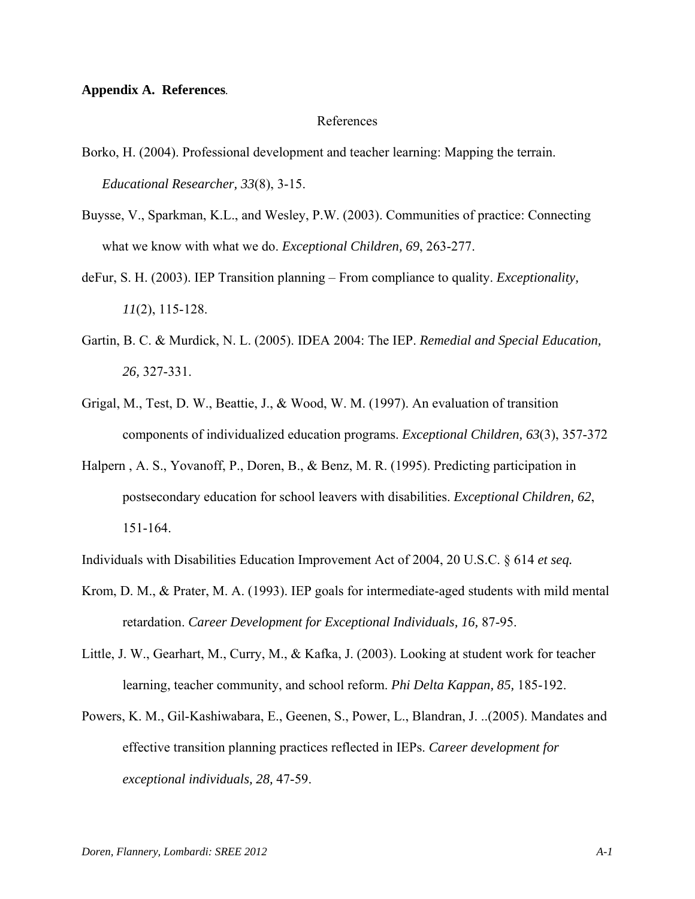**Appendix A. References**.

References

Borko, H. (2004). Professional development and teacher learning: Mapping the terrain. *Educational Researcher, 33*(8), 3-15.

Buysse, V., Sparkman, K.L., and Wesley, P.W. (2003). Communities of practice: Connecting what we know with what we do. *Exceptional Children, 69*, 263-277.

deFur, S. H. (2003). IEP Transition planning – From compliance to quality. *Exceptionality, 11*(2), 115-128.

Gartin, B. C. & Murdick, N. L. (2005). IDEA 2004: The IEP. *Remedial and Special Education, 26,* 327-331.

Grigal, M., Test, D. W., Beattie, J., & Wood, W. M. (1997). An evaluation of transition components of individualized education programs. *Exceptional Children, 63*(3), 357-372

Halpern , A. S., Yovanoff, P., Doren, B., & Benz, M. R. (1995). Predicting participation in postsecondary education for school leavers with disabilities. *Exceptional Children, 62*, 151-164.

Individuals with Disabilities Education Improvement Act of 2004, 20 U.S.C. § 614 *et seq.*

Krom, D. M., & Prater, M. A. (1993). IEP goals for intermediate-aged students with mild mental retardation. *Career Development for Exceptional Individuals, 16,* 87-95.

Little, J. W., Gearhart, M., Curry, M., & Kafka, J. (2003). Looking at student work for teacher learning, teacher community, and school reform. *Phi Delta Kappan, 85,* 185-192.

Powers, K. M., Gil-Kashiwabara, E., Geenen, S., Power, L., Blandran, J. ..(2005). Mandates and effective transition planning practices reflected in IEPs. *Career development for exceptional individuals, 28,* 47-59.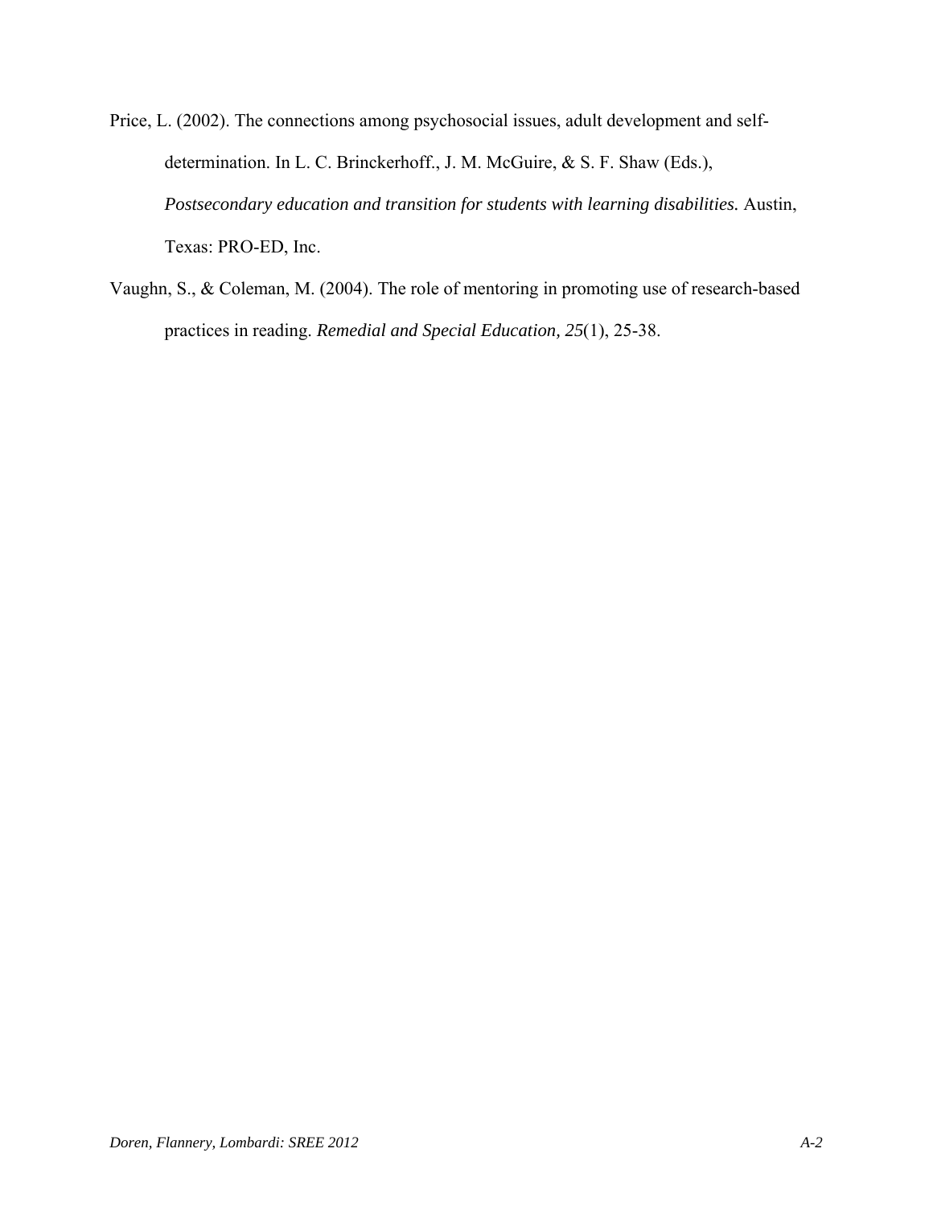Price, L. (2002). The connections among psychosocial issues, adult development and self-determination. In L. C. Brinckerhoff., J. M. McGuire, & S. F. Shaw (Eds.), *Postsecondary education and transition for students with learning disabilities.* Austin, Texas: PRO-ED, Inc.

Vaughn, S., & Coleman, M. (2004). The role of mentoring in promoting use of research-based practices in reading. *Remedial and Special Education, 25*(1), 25-38.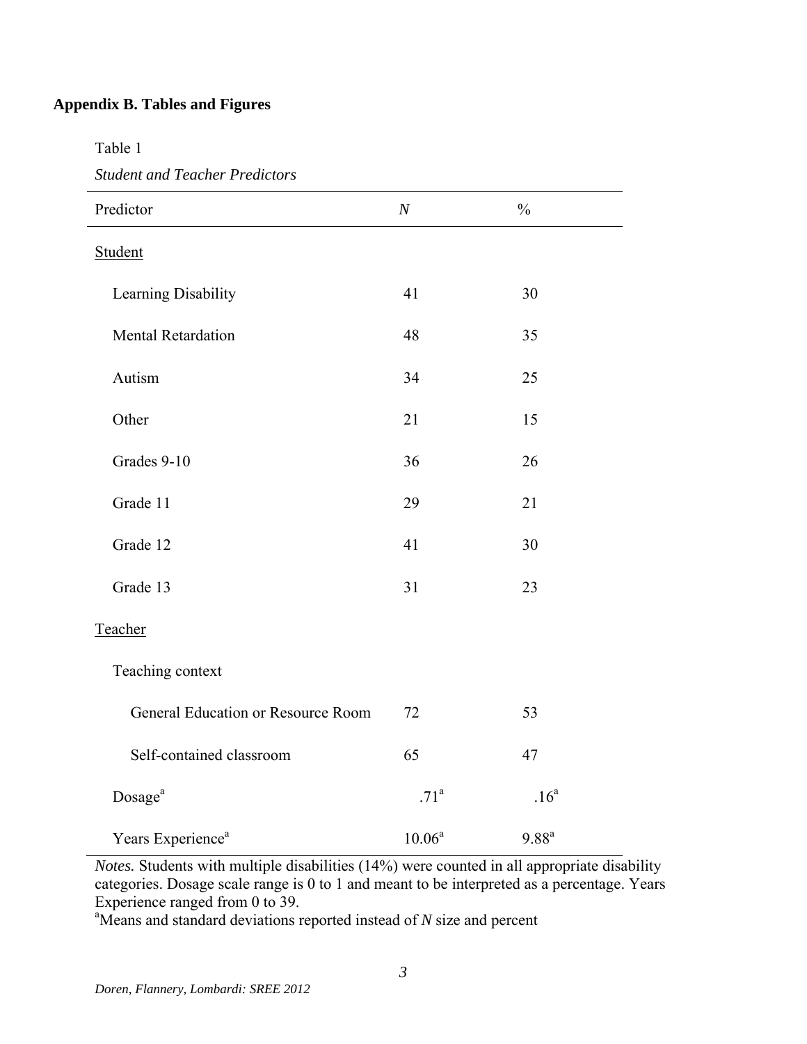## Appendix B. Tables and Figures

Table 1

*Student and Teacher Predictors*

| Predictor | *N* | % |
|---|---|---|
| Student | | |
| Learning Disability | 41 | 30 |
| Mental Retardation | 48 | 35 |
| Autism | 34 | 25 |
| Other | 21 | 15 |
| Grades 9-10 | 36 | 26 |
| Grade 11 | 29 | 21 |
| Grade 12 | 41 | 30 |
| Grade 13 | 31 | 23 |
| Teacher | | |
| Teaching context | | |
| General Education or Resource Room | 72 | 53 |
| Self-contained classroom | 65 | 47 |
| Dosage[a] | .71[a] | .16[a] |
| Years Experience[a] | 10.06[a] | 9.88[a] |

*Notes.* Students with multiple disabilities (14%) were counted in all appropriate disability categories. Dosage scale range is 0 to 1 and meant to be interpreted as a percentage. Years Experience ranged from 0 to 39.

[a]Means and standard deviations reported instead of *N* size and percent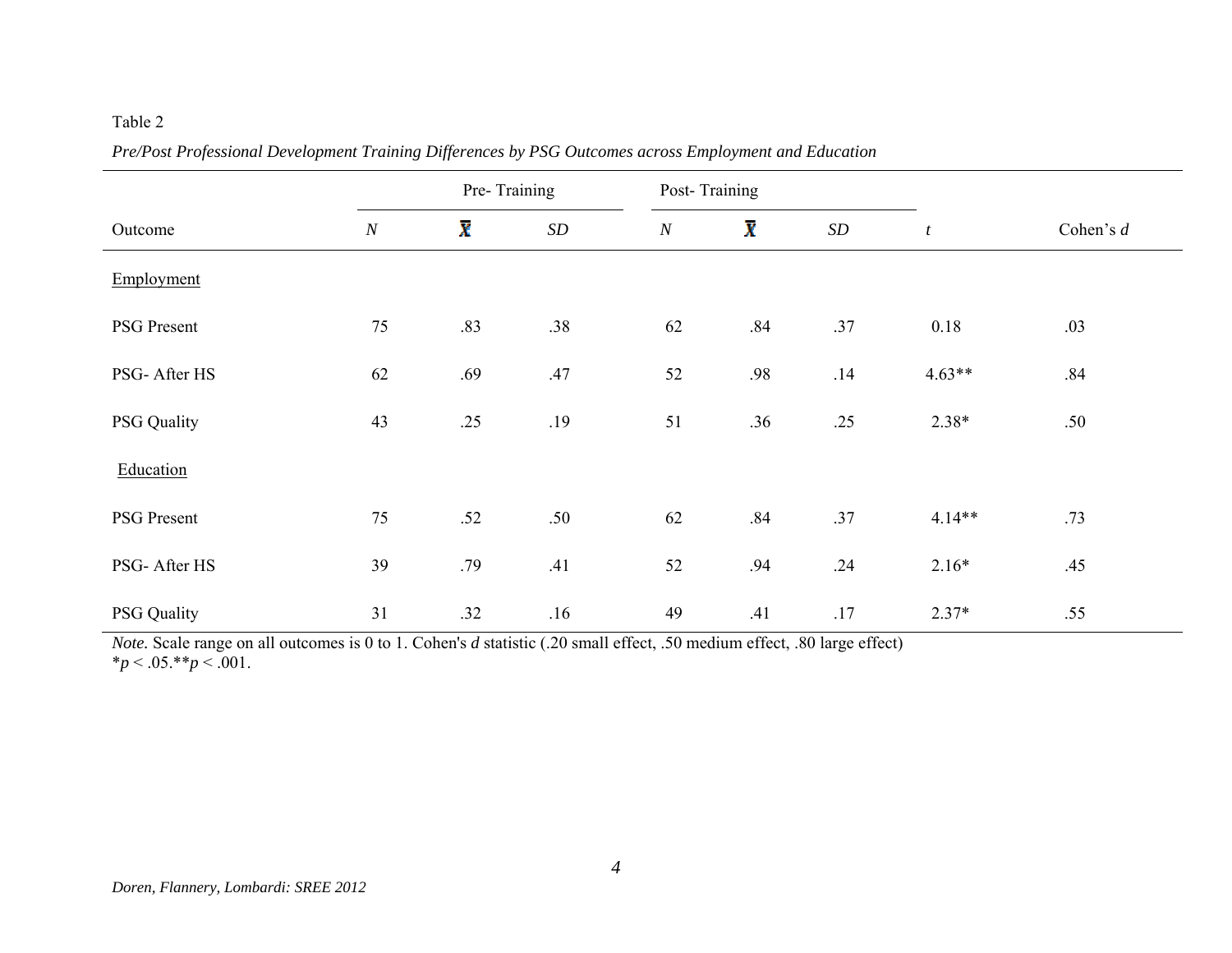Table 2

*Pre/Post Professional Development Training Differences by PSG Outcomes across Employment and Education*

| | Pre- Training | | | Post- Training | | | | |
|---|---|---|---|---|---|---|---|---|
| Outcome | *N* | $\bar{X}$ | *SD* | *N* | $\bar{X}$ | *SD* | *t* | Cohen's *d* |
| Employment | | | | | | | | |
| PSG Present | 75 | .83 | .38 | 62 | .84 | .37 | 0.18 | .03 |
| PSG- After HS | 62 | .69 | .47 | 52 | .98 | .14 | 4.63** | .84 |
| PSG Quality | 43 | .25 | .19 | 51 | .36 | .25 | 2.38* | .50 |
| Education | | | | | | | | |
| PSG Present | 75 | .52 | .50 | 62 | .84 | .37 | 4.14** | .73 |
| PSG- After HS | 39 | .79 | .41 | 52 | .94 | .24 | 2.16* | .45 |
| PSG Quality | 31 | .32 | .16 | 49 | .41 | .17 | 2.37* | .55 |

*Note.* Scale range on all outcomes is 0 to 1. Cohen's *d* statistic (.20 small effect, .50 medium effect, .80 large effect)
*$p < .05$.**$p < .001$.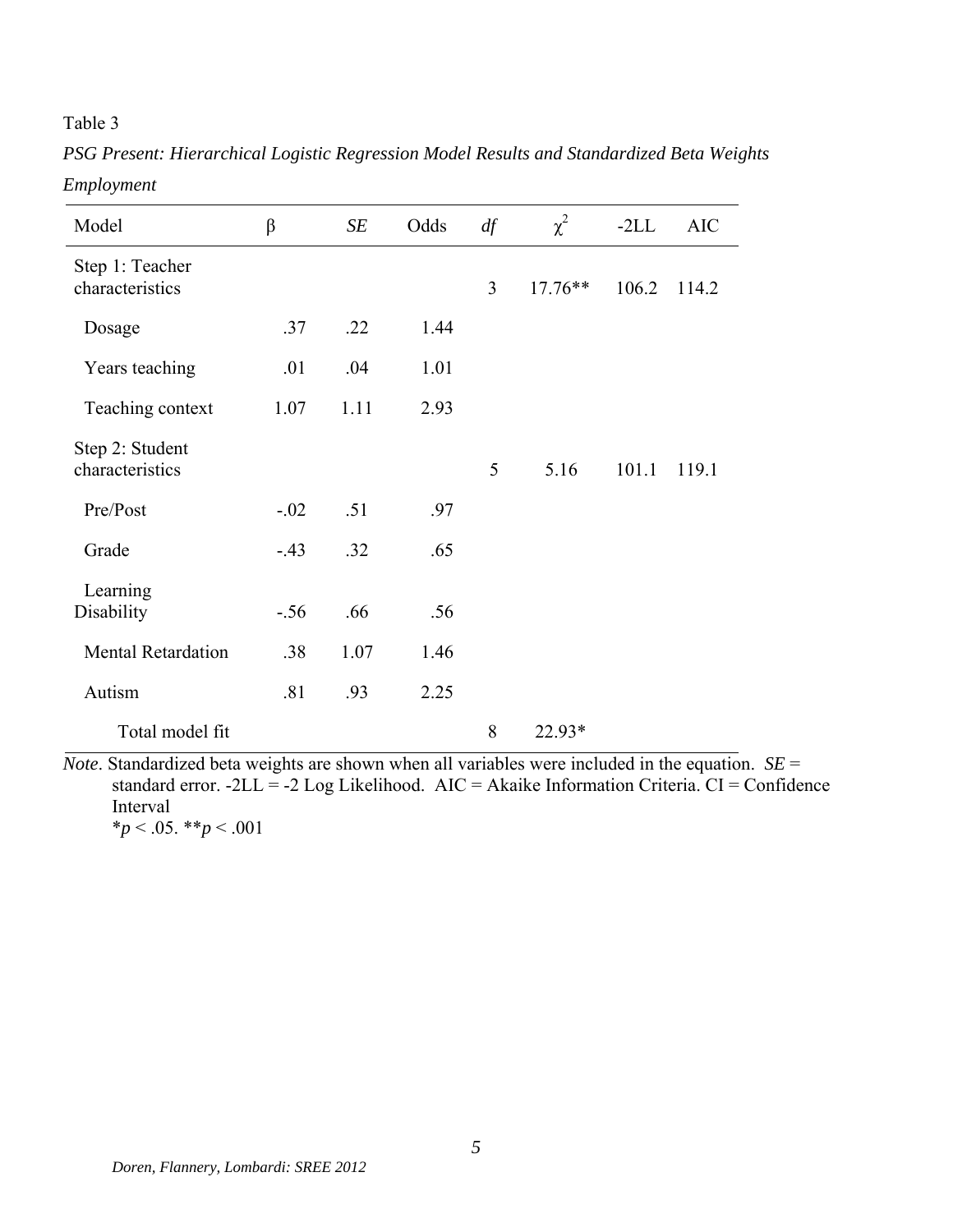Table 3

*PSG Present: Hierarchical Logistic Regression Model Results and Standardized Beta Weights Employment*

| Model | β | *SE* | Odds | *df* | $\chi^2$ | -2LL | AIC |
|---|---|---|---|---|---|---|---|
| Step 1: Teacher characteristics | | | | 3 | 17.76** | 106.2 | 114.2 |
| Dosage | .37 | .22 | 1.44 | | | | |
| Years teaching | .01 | .04 | 1.01 | | | | |
| Teaching context | 1.07 | 1.11 | 2.93 | | | | |
| Step 2: Student characteristics | | | | 5 | 5.16 | 101.1 | 119.1 |
| Pre/Post | -.02 | .51 | .97 | | | | |
| Grade | -.43 | .32 | .65 | | | | |
| Learning Disability | -.56 | .66 | .56 | | | | |
| Mental Retardation | .38 | 1.07 | 1.46 | | | | |
| Autism | .81 | .93 | 2.25 | | | | |
| Total model fit | | | | 8 | 22.93* | | |

*Note*. Standardized beta weights are shown when all variables were included in the equation. *SE* = standard error. -2LL = -2 Log Likelihood. AIC = Akaike Information Criteria. CI = Confidence Interval

$*p < .05$. $**p < .001$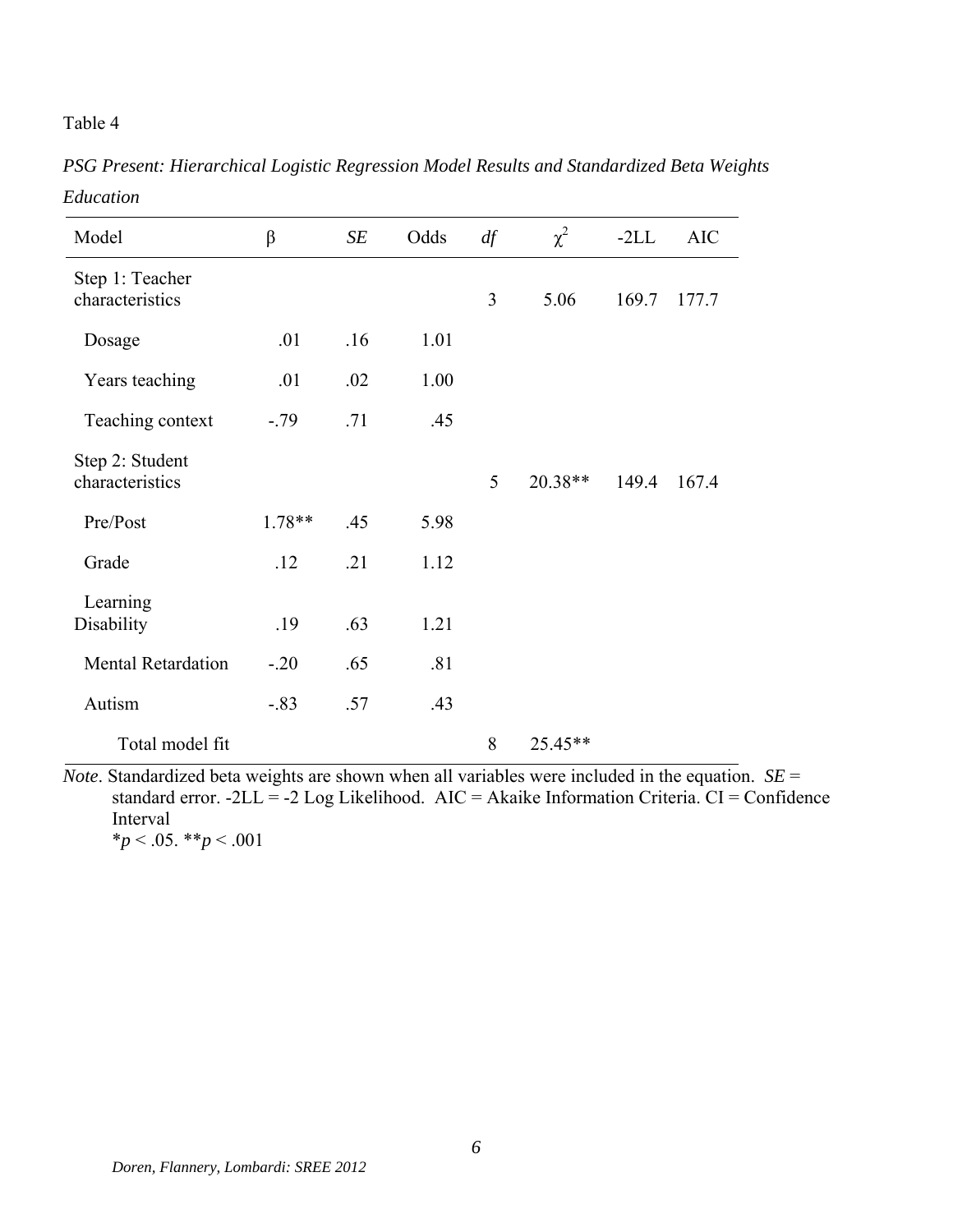Table 4

*PSG Present: Hierarchical Logistic Regression Model Results and Standardized Beta Weights Education*

| Model | β | *SE* | Odds | *df* | $\chi^2$ | -2LL | AIC |
|---|---|---|---|---|---|---|---|
| Step 1: Teacher characteristics | | | | 3 | 5.06 | 169.7 | 177.7 |
| Dosage | .01 | .16 | 1.01 | | | | |
| Years teaching | .01 | .02 | 1.00 | | | | |
| Teaching context | -.79 | .71 | .45 | | | | |
| Step 2: Student characteristics | | | | 5 | 20.38** | 149.4 | 167.4 |
| Pre/Post | 1.78** | .45 | 5.98 | | | | |
| Grade | .12 | .21 | 1.12 | | | | |
| Learning Disability | .19 | .63 | 1.21 | | | | |
| Mental Retardation | -.20 | .65 | .81 | | | | |
| Autism | -.83 | .57 | .43 | | | | |
| Total model fit | | | | 8 | 25.45** | | |

*Note*. Standardized beta weights are shown when all variables were included in the equation. *SE* = standard error. -2LL = -2 Log Likelihood. AIC = Akaike Information Criteria. CI = Confidence Interval
*$p < .05$. **$p < .001$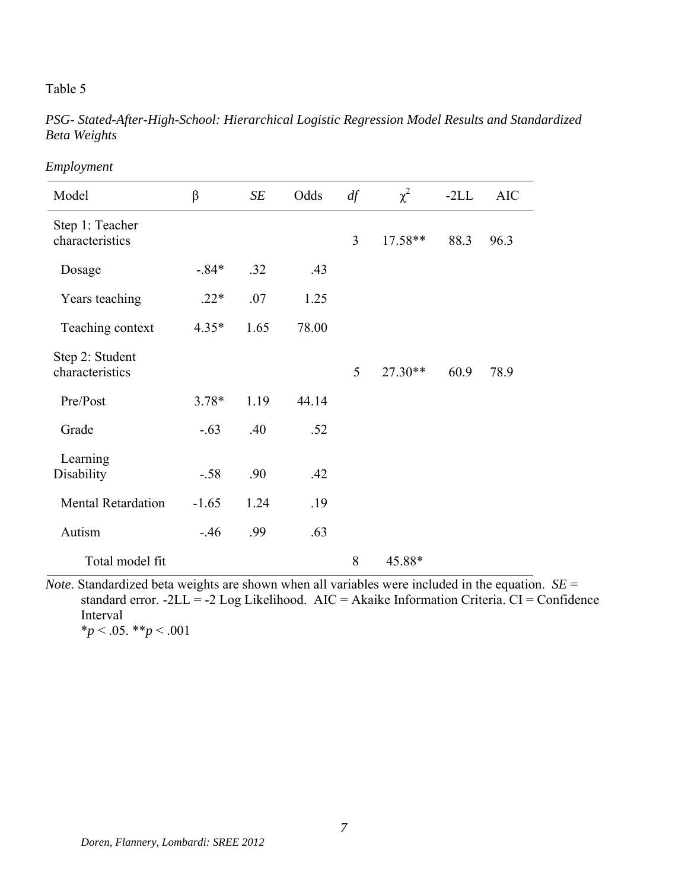Table 5

*PSG- Stated-After-High-School: Hierarchical Logistic Regression Model Results and Standardized Beta Weights*

*Employment*

| Model | β | *SE* | Odds | *df* | $\chi^2$ | -2LL | AIC |
|---|---|---|---|---|---|---|---|
| Step 1: Teacher characteristics | | | | 3 | 17.58** | 88.3 | 96.3 |
| Dosage | -.84* | .32 | .43 | | | | |
| Years teaching | .22* | .07 | 1.25 | | | | |
| Teaching context | 4.35* | 1.65 | 78.00 | | | | |
| Step 2: Student characteristics | | | | 5 | 27.30** | 60.9 | 78.9 |
| Pre/Post | 3.78* | 1.19 | 44.14 | | | | |
| Grade | -.63 | .40 | .52 | | | | |
| Learning Disability | -.58 | .90 | .42 | | | | |
| Mental Retardation | -1.65 | 1.24 | .19 | | | | |
| Autism | -.46 | .99 | .63 | | | | |
| Total model fit | | | | 8 | 45.88* | | |

*Note*. Standardized beta weights are shown when all variables were included in the equation. *SE* = standard error. -2LL = -2 Log Likelihood. AIC = Akaike Information Criteria. CI = Confidence Interval
*$p < .05$. **$p < .001$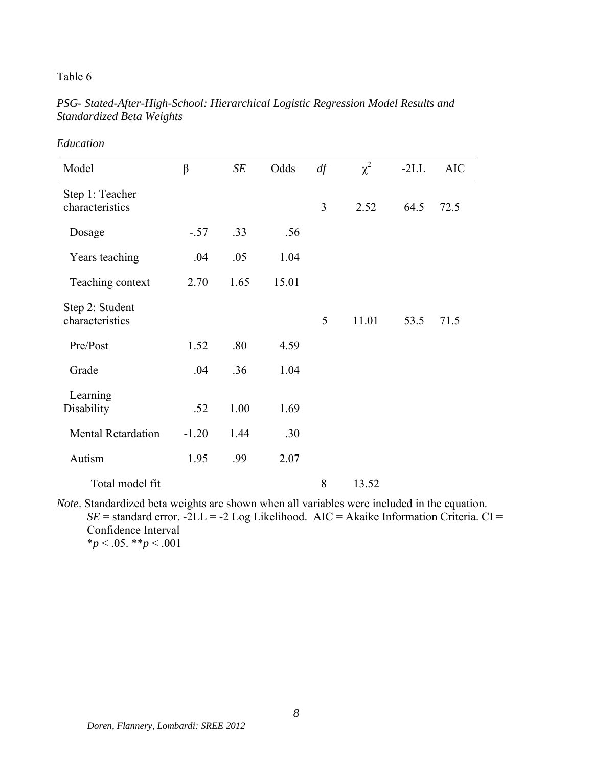Table 6

*PSG- Stated-After-High-School: Hierarchical Logistic Regression Model Results and Standardized Beta Weights*

*Education*

| Model | β | *SE* | Odds | *df* | $\chi^2$ | -2LL | AIC |
|---|---|---|---|---|---|---|---|
| Step 1: Teacher characteristics | | | | 3 | 2.52 | 64.5 | 72.5 |
| Dosage | -.57 | .33 | .56 | | | | |
| Years teaching | .04 | .05 | 1.04 | | | | |
| Teaching context | 2.70 | 1.65 | 15.01 | | | | |
| Step 2: Student characteristics | | | | 5 | 11.01 | 53.5 | 71.5 |
| Pre/Post | 1.52 | .80 | 4.59 | | | | |
| Grade | .04 | .36 | 1.04 | | | | |
| Learning Disability | .52 | 1.00 | 1.69 | | | | |
| Mental Retardation | -1.20 | 1.44 | .30 | | | | |
| Autism | 1.95 | .99 | 2.07 | | | | |
| Total model fit | | | | 8 | 13.52 | | |

*Note*. Standardized beta weights are shown when all variables were included in the equation. *SE* = standard error. -2LL = -2 Log Likelihood. AIC = Akaike Information Criteria. CI = Confidence Interval
\**p* < .05. \*\**p* < .001